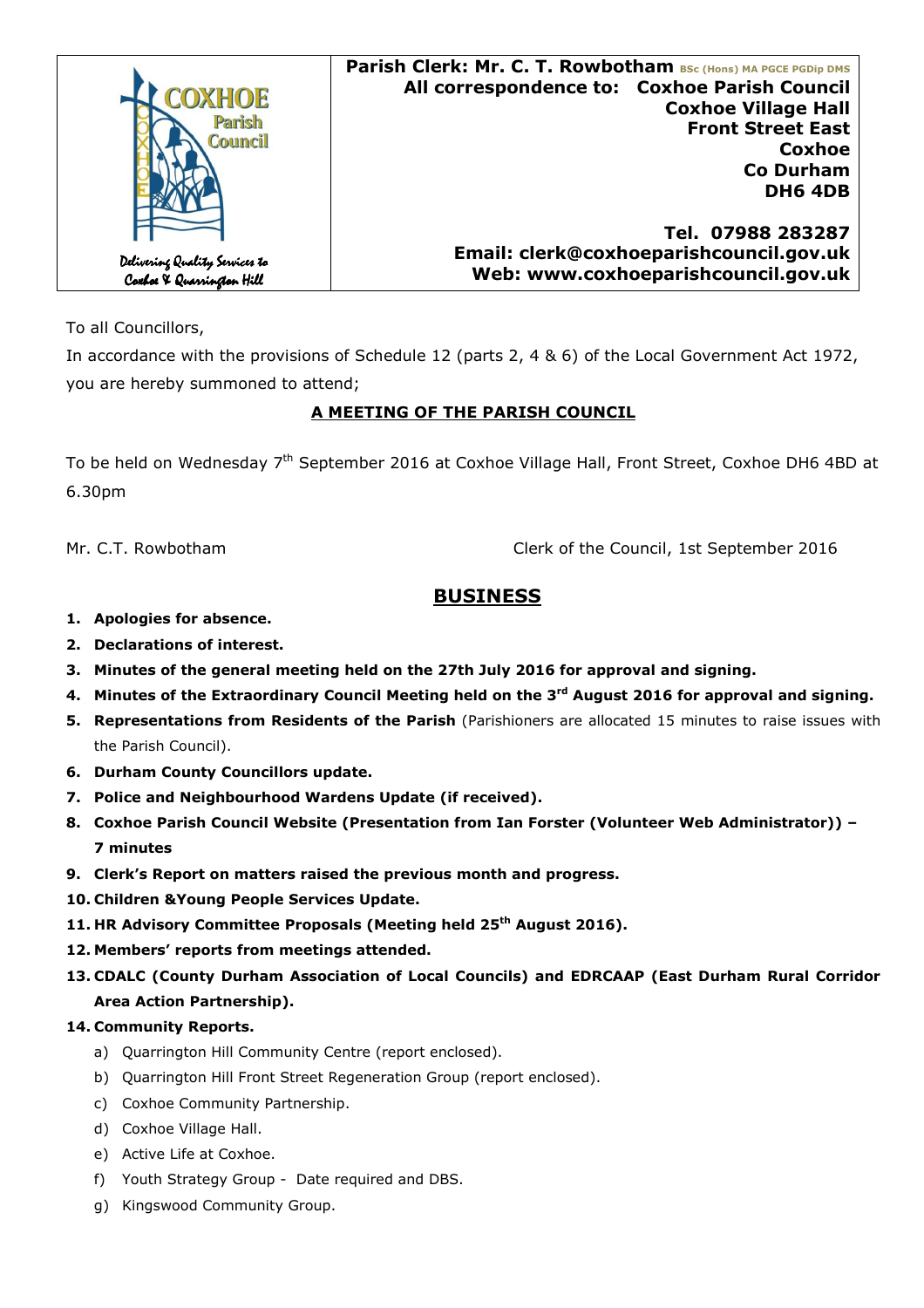| Coxhoe Parish Council — Delivering Quality Services to Coxhoe & Quarrington Hill | **Parish Clerk: Mr. C. T. Rowbotham** BSc (Hons) MA PGCE PGDip DMS<br>**All correspondence to: Coxhoe Parish Council**<br>**Coxhoe Village Hall**<br>**Front Street East**<br>**Coxhoe**<br>**Co Durham**<br>**DH6 4DB**<br><br>**Tel. 07988 283287**<br>**Email: clerk@coxhoeparishcouncil.gov.uk**<br>**Web: www.coxhoeparishcouncil.gov.uk** |
|---|---|

To all Councillors,

In accordance with the provisions of Schedule 12 (parts 2, 4 & 6) of the Local Government Act 1972, you are hereby summoned to attend;

**A MEETING OF THE PARISH COUNCIL**

To be held on Wednesday 7th September 2016 at Coxhoe Village Hall, Front Street, Coxhoe DH6 4BD at 6.30pm

Mr. C.T. Rowbotham — Clerk of the Council, 1st September 2016

## BUSINESS

1. **Apologies for absence.**
2. **Declarations of interest.**
3. **Minutes of the general meeting held on the 27th July 2016 for approval and signing.**
4. **Minutes of the Extraordinary Council Meeting held on the 3rd August 2016 for approval and signing.**
5. **Representations from Residents of the Parish** (Parishioners are allocated 15 minutes to raise issues with the Parish Council).
6. **Durham County Councillors update.**
7. **Police and Neighbourhood Wardens Update (if received).**
8. **Coxhoe Parish Council Website (Presentation from Ian Forster (Volunteer Web Administrator)) – 7 minutes**
9. **Clerk's Report on matters raised the previous month and progress.**
10. **Children &Young People Services Update.**
11. **HR Advisory Committee Proposals (Meeting held 25th August 2016).**
12. **Members' reports from meetings attended.**
13. **CDALC (County Durham Association of Local Councils) and EDRCAAP (East Durham Rural Corridor Area Action Partnership).**
14. **Community Reports.**
    a) Quarrington Hill Community Centre (report enclosed).
    b) Quarrington Hill Front Street Regeneration Group (report enclosed).
    c) Coxhoe Community Partnership.
    d) Coxhoe Village Hall.
    e) Active Life at Coxhoe.
    f) Youth Strategy Group - Date required and DBS.
    g) Kingswood Community Group.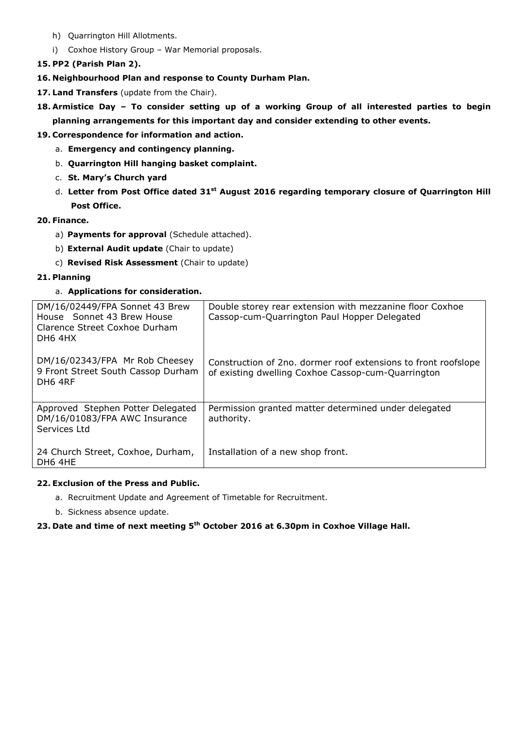h) Quarrington Hill Allotments.

i) Coxhoe History Group – War Memorial proposals.

**15. PP2 (Parish Plan 2).**

**16. Neighbourhood Plan and response to County Durham Plan.**

**17. Land Transfers** (update from the Chair).

**18. Armistice Day – To consider setting up of a working Group of all interested parties to begin planning arrangements for this important day and consider extending to other events.**

**19. Correspondence for information and action.**

a. **Emergency and contingency planning.**

b. **Quarrington Hill hanging basket complaint.**

c. **St. Mary's Church yard**

d. **Letter from Post Office dated 31st August 2016 regarding temporary closure of Quarrington Hill Post Office.**

**20. Finance.**

a) **Payments for approval** (Schedule attached).

b) **External Audit update** (Chair to update)

c) **Revised Risk Assessment** (Chair to update)

**21. Planning**

a. **Applications for consideration.**

| | |
|---|---|
| DM/16/02449/FPA Sonnet 43 Brew House Sonnet 43 Brew House Clarence Street Coxhoe Durham DH6 4HX<br><br>DM/16/02343/FPA Mr Rob Cheesey 9 Front Street South Cassop Durham DH6 4RF | Double storey rear extension with mezzanine floor Coxhoe Cassop-cum-Quarrington Paul Hopper Delegated<br><br>Construction of 2no. dormer roof extensions to front roofslope of existing dwelling Coxhoe Cassop-cum-Quarrington |
| Approved Stephen Potter Delegated DM/16/01083/FPA AWC Insurance Services Ltd<br><br>24 Church Street, Coxhoe, Durham, DH6 4HE | Permission granted matter determined under delegated authority.<br><br>Installation of a new shop front. |

**22. Exclusion of the Press and Public.**

a. Recruitment Update and Agreement of Timetable for Recruitment.

b. Sickness absence update.

**23. Date and time of next meeting 5th October 2016 at 6.30pm in Coxhoe Village Hall.**